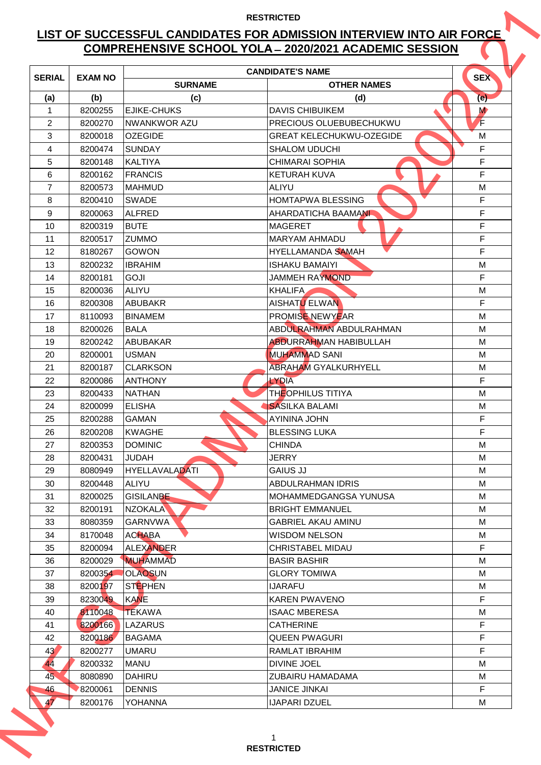RESTRICTED

# LIST OF SUCCESSFUL CANDIDATES FOR ADMISSION INTERVIEW INTO AIR FORCE COMPREHENSIVE SCHOOL YOLA – 2020/2021 ACADEMIC SESSION

| SERIAL | EXAM NO | CANDIDATE'S NAME | | SEX |
|---|---|---|---|---|
| | | SURNAME | OTHER NAMES | |
| (a) | (b) | (c) | (d) | (e) |
| 1 | 8200255 | EJIKE-CHUKS | DAVIS CHIBUIKEM | M |
| 2 | 8200270 | NWANKWOR AZU | PRECIOUS OLUEBUBECHUKWU | F |
| 3 | 8200018 | OZEGIDE | GREAT KELECHUKWU-OZEGIDE | M |
| 4 | 8200474 | SUNDAY | SHALOM UDUCHI | F |
| 5 | 8200148 | KALTIYA | CHIMARAI SOPHIA | F |
| 6 | 8200162 | FRANCIS | KETURAH KUVA | F |
| 7 | 8200573 | MAHMUD | ALIYU | M |
| 8 | 8200410 | SWADE | HOMTAPWA BLESSING | F |
| 9 | 8200063 | ALFRED | AHARDATICHA BAAMANI | F |
| 10 | 8200319 | BUTE | MAGERET | F |
| 11 | 8200517 | ZUMMO | MARYAM AHMADU | F |
| 12 | 8180267 | GOWON | HYELLAMANDA SAMAH | F |
| 13 | 8200232 | IBRAHIM | ISHAKU BAMAIYI | M |
| 14 | 8200181 | GOJI | JAMMEH RAYMOND | F |
| 15 | 8200036 | ALIYU | KHALIFA | M |
| 16 | 8200308 | ABUBAKR | AISHATU ELWAN | F |
| 17 | 8110093 | BINAMEM | PROMISE NEWYEAR | M |
| 18 | 8200026 | BALA | ABDULRAHMAN ABDULRAHMAN | M |
| 19 | 8200242 | ABUBAKAR | ABDURRAHMAN HABIBULLAH | M |
| 20 | 8200001 | USMAN | MUHAMMAD SANI | M |
| 21 | 8200187 | CLARKSON | ABRAHAM GYALKURHYELL | M |
| 22 | 8200086 | ANTHONY | LYDIA | F |
| 23 | 8200433 | NATHAN | THEOPHILUS TITIYA | M |
| 24 | 8200099 | ELISHA | SASILKA BALAMI | M |
| 25 | 8200288 | GAMAN | AYININA JOHN | F |
| 26 | 8200208 | KWAGHE | BLESSING LUKA | F |
| 27 | 8200353 | DOMINIC | CHINDA | M |
| 28 | 8200431 | JUDAH | JERRY | M |
| 29 | 8080949 | HYELLAVALADATI | GAIUS JJ | M |
| 30 | 8200448 | ALIYU | ABDULRAHMAN IDRIS | M |
| 31 | 8200025 | GISILANBE | MOHAMMEDGANGSA YUNUSA | M |
| 32 | 8200191 | NZOKALA | BRIGHT EMMANUEL | M |
| 33 | 8080359 | GARNVWA | GABRIEL AKAU AMINU | M |
| 34 | 8170048 | ACHABA | WISDOM NELSON | M |
| 35 | 8200094 | ALEXANDER | CHRISTABEL MIDAU | F |
| 36 | 8200029 | MUHAMMAD | BASIR BASHIR | M |
| 37 | 8200354 | OLAOSUN | GLORY TOMIWA | M |
| 38 | 8200197 | STEPHEN | IJARAFU | M |
| 39 | 8230049 | KANE | KAREN PWAVENO | F |
| 40 | 8110048 | TEKAWA | ISAAC MBERESA | M |
| 41 | 8200166 | LAZARUS | CATHERINE | F |
| 42 | 8200186 | BAGAMA | QUEEN PWAGURI | F |
| 43 | 8200277 | UMARU | RAMLAT IBRAHIM | F |
| 44 | 8200332 | MANU | DIVINE JOEL | M |
| 45 | 8080890 | DAHIRU | ZUBAIRU HAMADAMA | M |
| 46 | 8200061 | DENNIS | JANICE JINKAI | F |
| 47 | 8200176 | YOHANNA | IJAPARI DZUEL | M |

RESTRICTED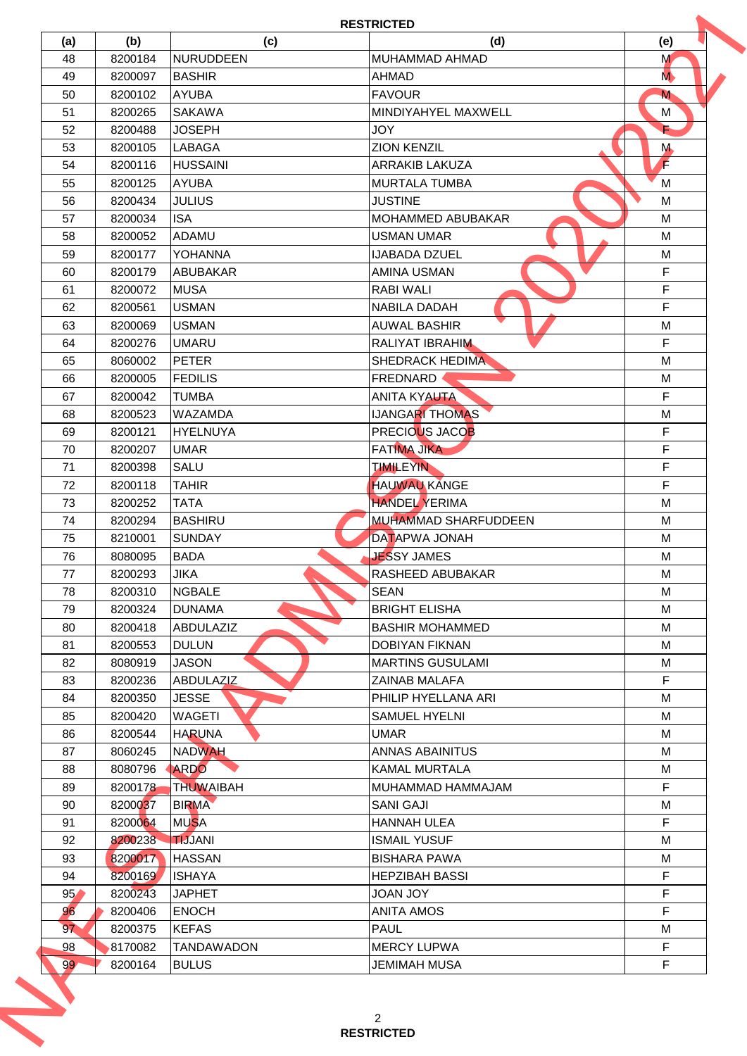**RESTRICTED**

| (a) | (b) | (c) | (d) | (e) |
|---|---|---|---|---|
| 48 | 8200184 | NURUDDEEN | MUHAMMAD AHMAD | M |
| 49 | 8200097 | BASHIR | AHMAD | M |
| 50 | 8200102 | AYUBA | FAVOUR | M |
| 51 | 8200265 | SAKAWA | MINDIYAHYEL MAXWELL | M |
| 52 | 8200488 | JOSEPH | JOY | F |
| 53 | 8200105 | LABAGA | ZION KENZIL | M |
| 54 | 8200116 | HUSSAINI | ARRAKIB LAKUZA | F |
| 55 | 8200125 | AYUBA | MURTALA TUMBA | M |
| 56 | 8200434 | JULIUS | JUSTINE | M |
| 57 | 8200034 | ISA | MOHAMMED ABUBAKAR | M |
| 58 | 8200052 | ADAMU | USMAN UMAR | M |
| 59 | 8200177 | YOHANNA | IJABADA DZUEL | M |
| 60 | 8200179 | ABUBAKAR | AMINA USMAN | F |
| 61 | 8200072 | MUSA | RABI WALI | F |
| 62 | 8200561 | USMAN | NABILA DADAH | F |
| 63 | 8200069 | USMAN | AUWAL BASHIR | M |
| 64 | 8200276 | UMARU | RALIYAT IBRAHIM | F |
| 65 | 8060002 | PETER | SHEDRACK HEDIMA | M |
| 66 | 8200005 | FEDILIS | FREDNARD | M |
| 67 | 8200042 | TUMBA | ANITA KYAUTA | F |
| 68 | 8200523 | WAZAMDA | IJANGARI THOMAS | M |
| 69 | 8200121 | HYELNUYA | PRECIOUS JACOB | F |
| 70 | 8200207 | UMAR | FATIMA JIKA | F |
| 71 | 8200398 | SALU | TIMILEYIN | F |
| 72 | 8200118 | TAHIR | HAUWAU KANGE | F |
| 73 | 8200252 | TATA | HANDEL YERIMA | M |
| 74 | 8200294 | BASHIRU | MUHAMMAD SHARFUDDEEN | M |
| 75 | 8210001 | SUNDAY | DATAPWA JONAH | M |
| 76 | 8080095 | BADA | JESSY JAMES | M |
| 77 | 8200293 | JIKA | RASHEED ABUBAKAR | M |
| 78 | 8200310 | NGBALE | SEAN | M |
| 79 | 8200324 | DUNAMA | BRIGHT ELISHA | M |
| 80 | 8200418 | ABDULAZIZ | BASHIR MOHAMMED | M |
| 81 | 8200553 | DULUN | DOBIYAN FIKNAN | M |
| 82 | 8080919 | JASON | MARTINS GUSULAMI | M |
| 83 | 8200236 | ABDULAZIZ | ZAINAB MALAFA | F |
| 84 | 8200350 | JESSE | PHILIP HYELLANA ARI | M |
| 85 | 8200420 | WAGETI | SAMUEL HYELNI | M |
| 86 | 8200544 | HARUNA | UMAR | M |
| 87 | 8060245 | NADWAH | ANNAS ABAINITUS | M |
| 88 | 8080796 | ARDO | KAMAL MURTALA | M |
| 89 | 8200178 | THUWAIBAH | MUHAMMAD HAMMAJAM | F |
| 90 | 8200037 | BIRMA | SANI GAJI | M |
| 91 | 8200064 | MUSA | HANNAH ULEA | F |
| 92 | 8200238 | TIJJANI | ISMAIL YUSUF | M |
| 93 | 8200017 | HASSAN | BISHARA PAWA | M |
| 94 | 8200169 | ISHAYA | HEPZIBAH BASSI | F |
| 95 | 8200243 | JAPHET | JOAN JOY | F |
| 96 | 8200406 | ENOCH | ANITA AMOS | F |
| 97 | 8200375 | KEFAS | PAUL | M |
| 98 | 8170082 | TANDAWADON | MERCY LUPWA | F |
| 99 | 8200164 | BULUS | JEMIMAH MUSA | F |

**RESTRICTED**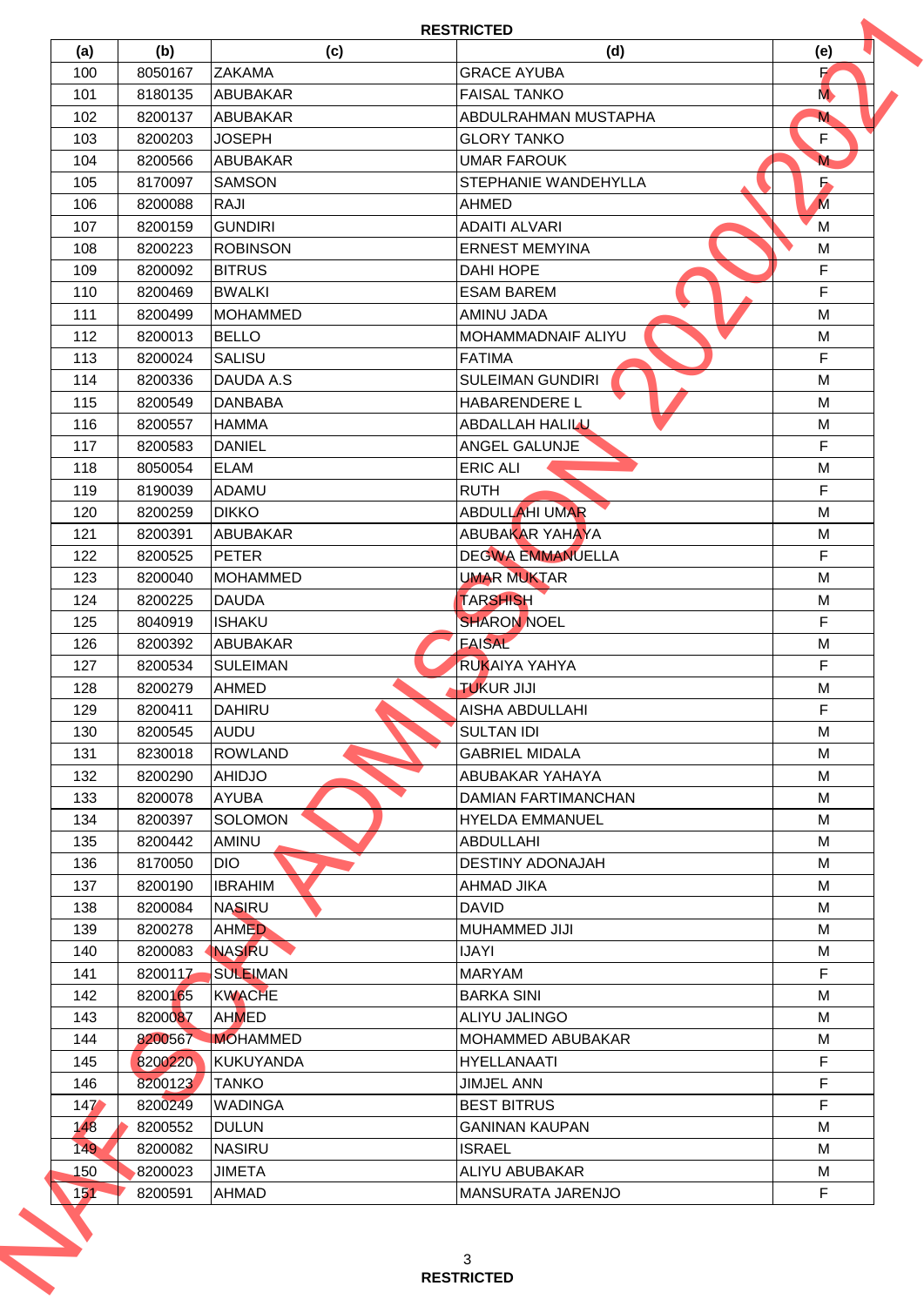RESTRICTED

| (a) | (b) | (c) | (d) | (e) |
|---|---|---|---|---|
| 100 | 8050167 | ZAKAMA | GRACE AYUBA | F |
| 101 | 8180135 | ABUBAKAR | FAISAL TANKO | M |
| 102 | 8200137 | ABUBAKAR | ABDULRAHMAN MUSTAPHA | M |
| 103 | 8200203 | JOSEPH | GLORY TANKO | F |
| 104 | 8200566 | ABUBAKAR | UMAR FAROUK | M |
| 105 | 8170097 | SAMSON | STEPHANIE WANDEHYLLA | F |
| 106 | 8200088 | RAJI | AHMED | M |
| 107 | 8200159 | GUNDIRI | ADAITI ALVARI | M |
| 108 | 8200223 | ROBINSON | ERNEST MEMYINA | M |
| 109 | 8200092 | BITRUS | DAHI HOPE | F |
| 110 | 8200469 | BWALKI | ESAM BAREM | F |
| 111 | 8200499 | MOHAMMED | AMINU JADA | M |
| 112 | 8200013 | BELLO | MOHAMMADNAIF ALIYU | M |
| 113 | 8200024 | SALISU | FATIMA | F |
| 114 | 8200336 | DAUDA A.S | SULEIMAN GUNDIRI | M |
| 115 | 8200549 | DANBABA | HABARENDERE L | M |
| 116 | 8200557 | HAMMA | ABDALLAH HALILU | M |
| 117 | 8200583 | DANIEL | ANGEL GALUNJE | F |
| 118 | 8050054 | ELAM | ERIC ALI | M |
| 119 | 8190039 | ADAMU | RUTH | F |
| 120 | 8200259 | DIKKO | ABDULLAHI UMAR | M |
| 121 | 8200391 | ABUBAKAR | ABUBAKAR YAHAYA | M |
| 122 | 8200525 | PETER | DEGWA EMMANUELLA | F |
| 123 | 8200040 | MOHAMMED | UMAR MUKTAR | M |
| 124 | 8200225 | DAUDA | TARSHISH | M |
| 125 | 8040919 | ISHAKU | SHARON NOEL | F |
| 126 | 8200392 | ABUBAKAR | FAISAL | M |
| 127 | 8200534 | SULEIMAN | RUKAIYA YAHYA | F |
| 128 | 8200279 | AHMED | TUKUR JIJI | M |
| 129 | 8200411 | DAHIRU | AISHA ABDULLAHI | F |
| 130 | 8200545 | AUDU | SULTAN IDI | M |
| 131 | 8230018 | ROWLAND | GABRIEL MIDALA | M |
| 132 | 8200290 | AHIDJO | ABUBAKAR YAHAYA | M |
| 133 | 8200078 | AYUBA | DAMIAN FARTIMANCHAN | M |
| 134 | 8200397 | SOLOMON | HYELDA EMMANUEL | M |
| 135 | 8200442 | AMINU | ABDULLAHI | M |
| 136 | 8170050 | DIO | DESTINY ADONAJAH | M |
| 137 | 8200190 | IBRAHIM | AHMAD JIKA | M |
| 138 | 8200084 | NASIRU | DAVID | M |
| 139 | 8200278 | AHMED | MUHAMMED JIJI | M |
| 140 | 8200083 | NASIRU | IJAYI | M |
| 141 | 8200117 | SULEIMAN | MARYAM | F |
| 142 | 8200165 | KWACHE | BARKA SINI | M |
| 143 | 8200087 | AHMED | ALIYU JALINGO | M |
| 144 | 8200567 | MOHAMMED | MOHAMMED ABUBAKAR | M |
| 145 | 8200220 | KUKUYANDA | HYELLANAATI | F |
| 146 | 8200123 | TANKO | JIMJEL ANN | F |
| 147 | 8200249 | WADINGA | BEST BITRUS | F |
| 148 | 8200552 | DULUN | GANINAN KAUPAN | M |
| 149 | 8200082 | NASIRU | ISRAEL | M |
| 150 | 8200023 | JIMETA | ALIYU ABUBAKAR | M |
| 151 | 8200591 | AHMAD | MANSURATA JARENJO | F |

RESTRICTED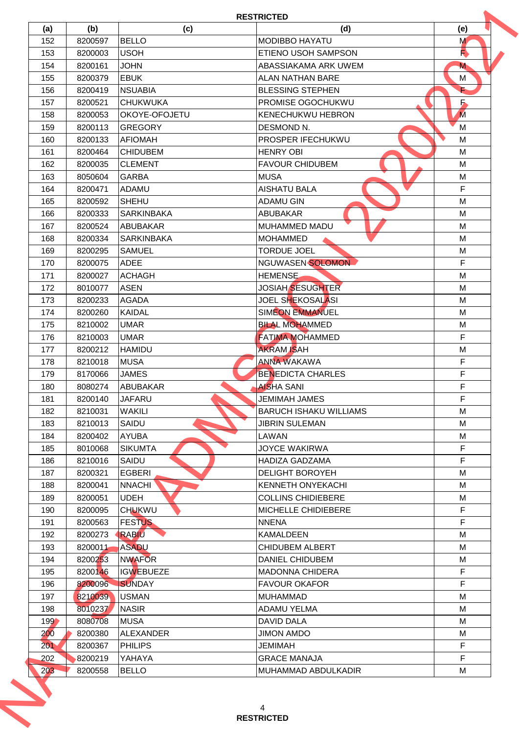RESTRICTED

| (a) | (b) | (c) | (d) | (e) |
|---|---|---|---|---|
| 152 | 8200597 | BELLO | MODIBBO HAYATU | M |
| 153 | 8200003 | USOH | ETIENO USOH SAMPSON | F |
| 154 | 8200161 | JOHN | ABASSIAKAMA ARK UWEM | M |
| 155 | 8200379 | EBUK | ALAN NATHAN BARE | M |
| 156 | 8200419 | NSUABIA | BLESSING STEPHEN | F |
| 157 | 8200521 | CHUKWUKA | PROMISE OGOCHUKWU | F |
| 158 | 8200053 | OKOYE-OFOJETU | KENECHUKWU HEBRON | M |
| 159 | 8200113 | GREGORY | DESMOND N. | M |
| 160 | 8200133 | AFIOMAH | PROSPER IFECHUKWU | M |
| 161 | 8200464 | CHIDUBEM | HENRY OBI | M |
| 162 | 8200035 | CLEMENT | FAVOUR CHIDUBEM | M |
| 163 | 8050604 | GARBA | MUSA | M |
| 164 | 8200471 | ADAMU | AISHATU BALA | F |
| 165 | 8200592 | SHEHU | ADAMU GIN | M |
| 166 | 8200333 | SARKINBAKA | ABUBAKAR | M |
| 167 | 8200524 | ABUBAKAR | MUHAMMED MADU | M |
| 168 | 8200334 | SARKINBAKA | MOHAMMED | M |
| 169 | 8200295 | SAMUEL | TORDUE JOEL | M |
| 170 | 8200075 | ADEE | NGUWASEN SOLOMON | F |
| 171 | 8200027 | ACHAGH | HEMENSE | M |
| 172 | 8010077 | ASEN | JOSIAH SESUGHTER | M |
| 173 | 8200233 | AGADA | JOEL SHEKOSALASI | M |
| 174 | 8200260 | KAIDAL | SIMEON EMMANUEL | M |
| 175 | 8210002 | UMAR | BILAL MOHAMMED | M |
| 176 | 8210003 | UMAR | FATIMA MOHAMMED | F |
| 177 | 8200212 | HAMIDU | AKRAM ISAH | M |
| 178 | 8210018 | MUSA | ANNA WAKAWA | F |
| 179 | 8170066 | JAMES | BENEDICTA CHARLES | F |
| 180 | 8080274 | ABUBAKAR | AISHA SANI | F |
| 181 | 8200140 | JAFARU | JEMIMAH JAMES | F |
| 182 | 8210031 | WAKILI | BARUCH ISHAKU WILLIAMS | M |
| 183 | 8210013 | SAIDU | JIBRIN SULEMAN | M |
| 184 | 8200402 | AYUBA | LAWAN | M |
| 185 | 8010068 | SIKUMTA | JOYCE WAKIRWA | F |
| 186 | 8210016 | SAIDU | HADIZA GADZAMA | F |
| 187 | 8200321 | EGBERI | DELIGHT BOROYEH | M |
| 188 | 8200041 | NNACHI | KENNETH ONYEKACHI | M |
| 189 | 8200051 | UDEH | COLLINS CHIDIEBERE | M |
| 190 | 8200095 | CHUKWU | MICHELLE CHIDIEBERE | F |
| 191 | 8200563 | FESTUS | NNENA | F |
| 192 | 8200273 | RABIU | KAMALDEEN | M |
| 193 | 8200011 | ASADU | CHIDUBEM ALBERT | M |
| 194 | 8200253 | NWAFOR | DANIEL CHIDUBEM | M |
| 195 | 8200146 | IGWEBUEZE | MADONNA CHIDERA | F |
| 196 | 8200096 | SUNDAY | FAVOUR OKAFOR | F |
| 197 | 8210039 | USMAN | MUHAMMAD | M |
| 198 | 8010237 | NASIR | ADAMU YELMA | M |
| 199 | 8080708 | MUSA | DAVID DALA | M |
| 200 | 8200380 | ALEXANDER | JIMON AMDO | M |
| 201 | 8200367 | PHILIPS | JEMIMAH | F |
| 202 | 8200219 | YAHAYA | GRACE MANAJA | F |
| 203 | 8200558 | BELLO | MUHAMMAD ABDULKADIR | M |

RESTRICTED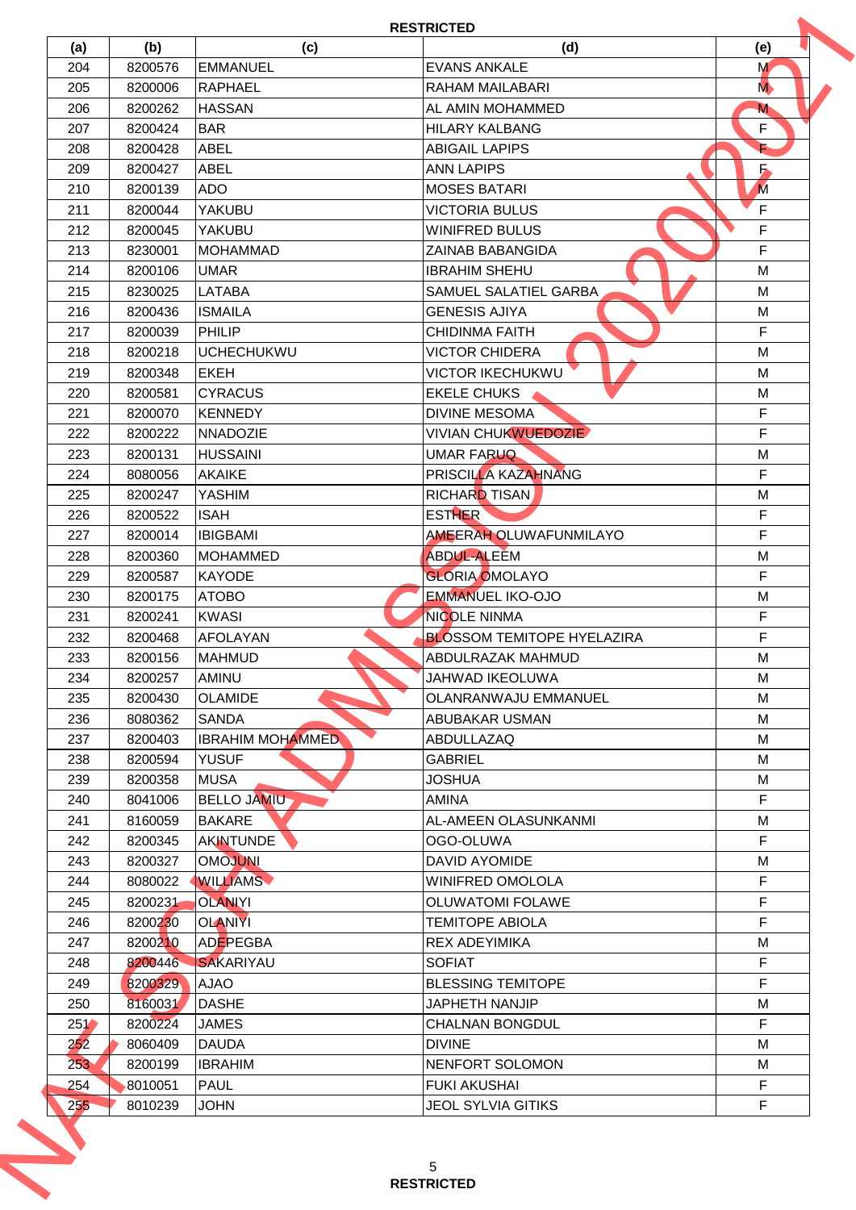| (a) | (b) | (c) | (d) | (e) |
|---|---|---|---|---|
| 204 | 8200576 | EMMANUEL | EVANS ANKALE | M |
| 205 | 8200006 | RAPHAEL | RAHAM MAILABARI | M |
| 206 | 8200262 | HASSAN | AL AMIN MOHAMMED | M |
| 207 | 8200424 | BAR | HILARY KALBANG | F |
| 208 | 8200428 | ABEL | ABIGAIL LAPIPS | F |
| 209 | 8200427 | ABEL | ANN LAPIPS | F |
| 210 | 8200139 | ADO | MOSES BATARI | M |
| 211 | 8200044 | YAKUBU | VICTORIA BULUS | F |
| 212 | 8200045 | YAKUBU | WINIFRED BULUS | F |
| 213 | 8230001 | MOHAMMAD | ZAINAB BABANGIDA | F |
| 214 | 8200106 | UMAR | IBRAHIM SHEHU | M |
| 215 | 8230025 | LATABA | SAMUEL SALATIEL GARBA | M |
| 216 | 8200436 | ISMAILA | GENESIS AJIYA | M |
| 217 | 8200039 | PHILIP | CHIDINMA FAITH | F |
| 218 | 8200218 | UCHECHUKWU | VICTOR CHIDERA | M |
| 219 | 8200348 | EKEH | VICTOR IKECHUKWU | M |
| 220 | 8200581 | CYRACUS | EKELE CHUKS | M |
| 221 | 8200070 | KENNEDY | DIVINE MESOMA | F |
| 222 | 8200222 | NNADOZIE | VIVIAN CHUKWUEDOZIE | F |
| 223 | 8200131 | HUSSAINI | UMAR FARUQ | M |
| 224 | 8080056 | AKAIKE | PRISCILLA KAZAHNANG | F |
| 225 | 8200247 | YASHIM | RICHARD TISAN | M |
| 226 | 8200522 | ISAH | ESTHER | F |
| 227 | 8200014 | IBIGBAMI | AMEERAH OLUWAFUNMILAYO | F |
| 228 | 8200360 | MOHAMMED | ABDUL-ALEEM | M |
| 229 | 8200587 | KAYODE | GLORIA OMOLAYO | F |
| 230 | 8200175 | ATOBO | EMMANUEL IKO-OJO | M |
| 231 | 8200241 | KWASI | NICOLE NINMA | F |
| 232 | 8200468 | AFOLAYAN | BLOSSOM TEMITOPE HYELAZIRA | F |
| 233 | 8200156 | MAHMUD | ABDULRAZAK MAHMUD | M |
| 234 | 8200257 | AMINU | JAHWAD IKEOLUWA | M |
| 235 | 8200430 | OLAMIDE | OLANRANWAJU EMMANUEL | M |
| 236 | 8080362 | SANDA | ABUBAKAR USMAN | M |
| 237 | 8200403 | IBRAHIM MOHAMMED | ABDULLAZAQ | M |
| 238 | 8200594 | YUSUF | GABRIEL | M |
| 239 | 8200358 | MUSA | JOSHUA | M |
| 240 | 8041006 | BELLO JAMIU | AMINA | F |
| 241 | 8160059 | BAKARE | AL-AMEEN OLASUNKANMI | M |
| 242 | 8200345 | AKINTUNDE | OGO-OLUWA | F |
| 243 | 8200327 | OMOJUNI | DAVID AYOMIDE | M |
| 244 | 8080022 | WILLIAMS | WINIFRED OMOLOLA | F |
| 245 | 8200231 | OLANIYI | OLUWATOMI FOLAWE | F |
| 246 | 8200230 | OLANIYI | TEMITOPE ABIOLA | F |
| 247 | 8200210 | ADEPEGBA | REX ADEYIMIKA | M |
| 248 | 8200446 | SAKARIYAU | SOFIAT | F |
| 249 | 8200329 | AJAO | BLESSING TEMITOPE | F |
| 250 | 8160031 | DASHE | JAPHETH NANJIP | M |
| 251 | 8200224 | JAMES | CHALNAN BONGDUL | F |
| 252 | 8060409 | DAUDA | DIVINE | M |
| 253 | 8200199 | IBRAHIM | NENFORT SOLOMON | M |
| 254 | 8010051 | PAUL | FUKI AKUSHAI | F |
| 255 | 8010239 | JOHN | JEOL SYLVIA GITIKS | F |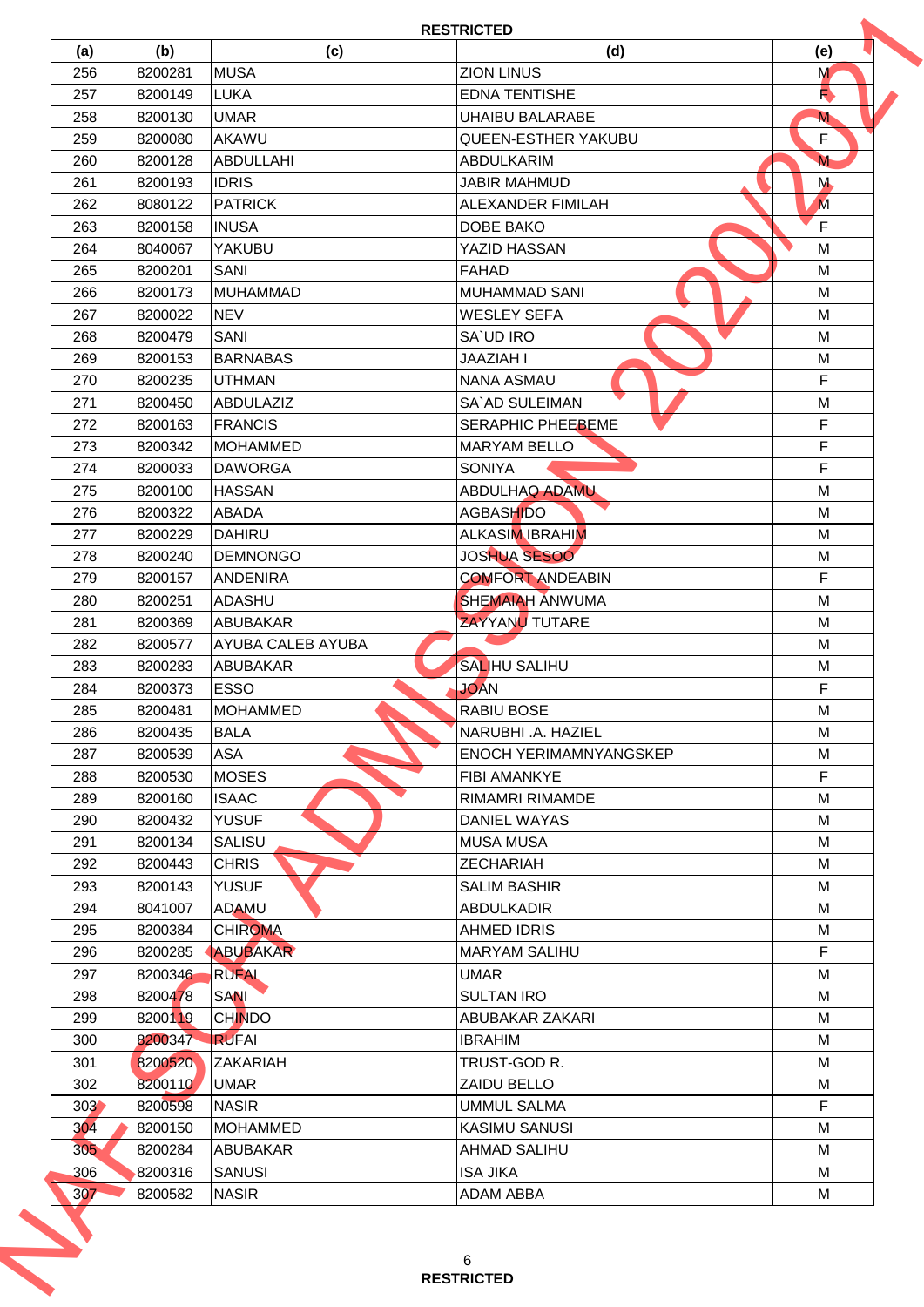**RESTRICTED**

| (a) | (b) | (c) | (d) | (e) |
|---|---|---|---|---|
| 256 | 8200281 | MUSA | ZION LINUS | M |
| 257 | 8200149 | LUKA | EDNA TENTISHE | F |
| 258 | 8200130 | UMAR | UHAIBU BALARABE | M |
| 259 | 8200080 | AKAWU | QUEEN-ESTHER YAKUBU | F |
| 260 | 8200128 | ABDULLAHI | ABDULKARIM | M |
| 261 | 8200193 | IDRIS | JABIR MAHMUD | M |
| 262 | 8080122 | PATRICK | ALEXANDER FIMILAH | M |
| 263 | 8200158 | INUSA | DOBE BAKO | F |
| 264 | 8040067 | YAKUBU | YAZID HASSAN | M |
| 265 | 8200201 | SANI | FAHAD | M |
| 266 | 8200173 | MUHAMMAD | MUHAMMAD SANI | M |
| 267 | 8200022 | NEV | WESLEY SEFA | M |
| 268 | 8200479 | SANI | SA`UD IRO | M |
| 269 | 8200153 | BARNABAS | JAAZIAH I | M |
| 270 | 8200235 | UTHMAN | NANA ASMAU | F |
| 271 | 8200450 | ABDULAZIZ | SA`AD SULEIMAN | M |
| 272 | 8200163 | FRANCIS | SERAPHIC PHEEBEME | F |
| 273 | 8200342 | MOHAMMED | MARYAM BELLO | F |
| 274 | 8200033 | DAWORGA | SONIYA | F |
| 275 | 8200100 | HASSAN | ABDULHAQ ADAMU | M |
| 276 | 8200322 | ABADA | AGBASHIDO | M |
| 277 | 8200229 | DAHIRU | ALKASIM IBRAHIM | M |
| 278 | 8200240 | DEMNONGO | JOSHUA SESOO | M |
| 279 | 8200157 | ANDENIRA | COMFORT ANDEABIN | F |
| 280 | 8200251 | ADASHU | SHEMAIAH ANWUMA | M |
| 281 | 8200369 | ABUBAKAR | ZAYYANU TUTARE | M |
| 282 | 8200577 | AYUBA CALEB AYUBA | | M |
| 283 | 8200283 | ABUBAKAR | SALIHU SALIHU | M |
| 284 | 8200373 | ESSO | JOAN | F |
| 285 | 8200481 | MOHAMMED | RABIU BOSE | M |
| 286 | 8200435 | BALA | NARUBHI .A. HAZIEL | M |
| 287 | 8200539 | ASA | ENOCH YERIMAMNYANGSKEP | M |
| 288 | 8200530 | MOSES | FIBI AMANKYE | F |
| 289 | 8200160 | ISAAC | RIMAMRI RIMAMDE | M |
| 290 | 8200432 | YUSUF | DANIEL WAYAS | M |
| 291 | 8200134 | SALISU | MUSA MUSA | M |
| 292 | 8200443 | CHRIS | ZECHARIAH | M |
| 293 | 8200143 | YUSUF | SALIM BASHIR | M |
| 294 | 8041007 | ADAMU | ABDULKADIR | M |
| 295 | 8200384 | CHIROMA | AHMED IDRIS | M |
| 296 | 8200285 | ABUBAKAR | MARYAM SALIHU | F |
| 297 | 8200346 | RUFAI | UMAR | M |
| 298 | 8200478 | SANI | SULTAN IRO | M |
| 299 | 8200119 | CHINDO | ABUBAKAR ZAKARI | M |
| 300 | 8200347 | RUFAI | IBRAHIM | M |
| 301 | 8200520 | ZAKARIAH | TRUST-GOD R. | M |
| 302 | 8200110 | UMAR | ZAIDU BELLO | M |
| 303 | 8200598 | NASIR | UMMUL SALMA | F |
| 304 | 8200150 | MOHAMMED | KASIMU SANUSI | M |
| 305 | 8200284 | ABUBAKAR | AHMAD SALIHU | M |
| 306 | 8200316 | SANUSI | ISA JIKA | M |
| 307 | 8200582 | NASIR | ADAM ABBA | M |

**RESTRICTED**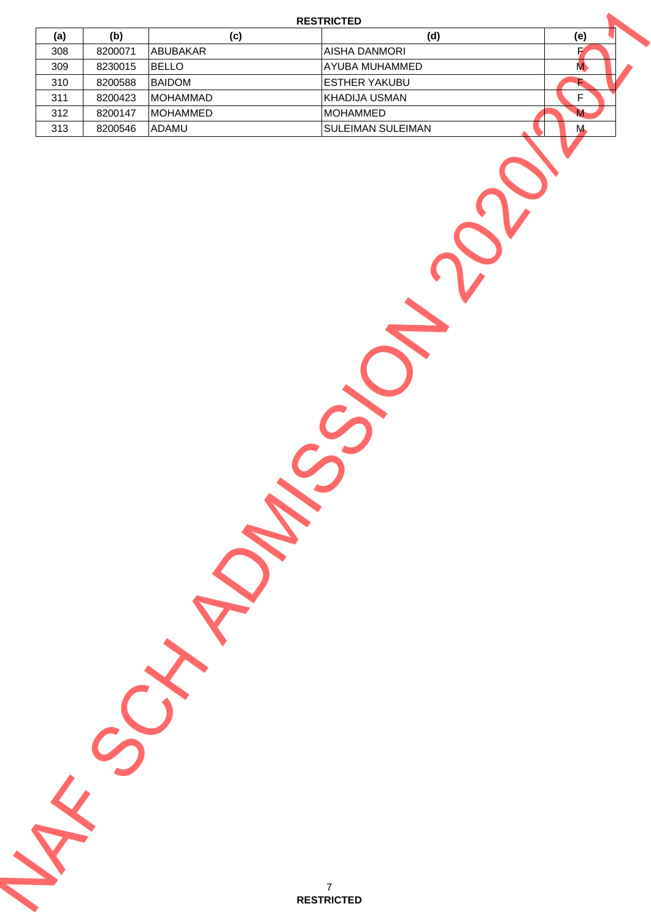RESTRICTED

| (a) | (b) | (c) | (d) | (e) |
|---|---|---|---|---|
| 308 | 8200071 | ABUBAKAR | AISHA DANMORI | F |
| 309 | 8230015 | BELLO | AYUBA MUHAMMED | M |
| 310 | 8200588 | BAIDOM | ESTHER YAKUBU | F |
| 311 | 8200423 | MOHAMMAD | KHADIJA USMAN | F |
| 312 | 8200147 | MOHAMMED | MOHAMMED | M |
| 313 | 8200546 | ADAMU | SULEIMAN SULEIMAN | M |

NAF SCH ADMISSION 2020/2021

RESTRICTED